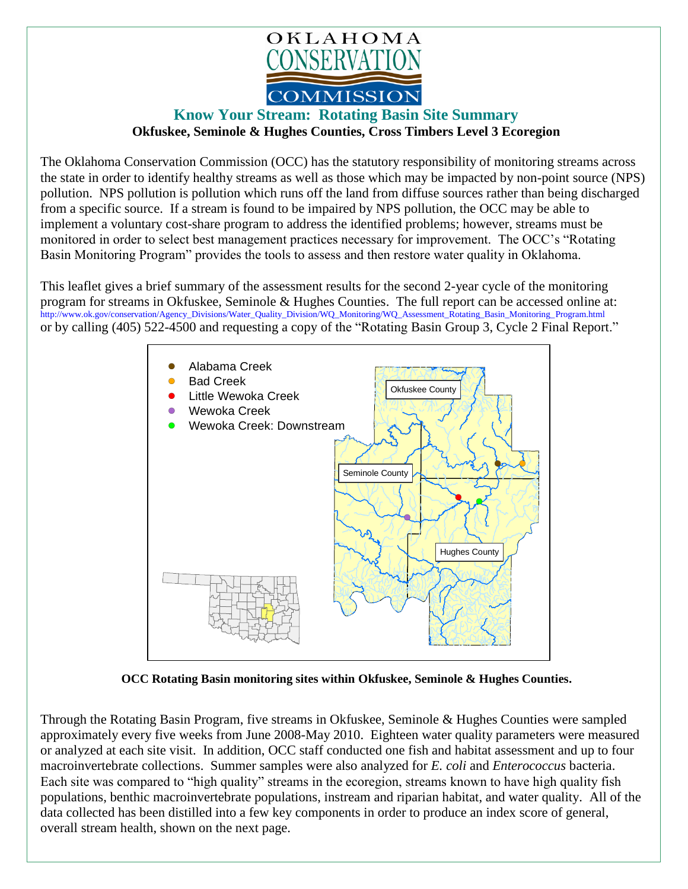OKLAHOMA CONSERVATION COMMISSION

# Know Your Stream: Rotating Basin Site Summary

**Okfuskee, Seminole & Hughes Counties, Cross Timbers Level 3 Ecoregion**

The Oklahoma Conservation Commission (OCC) has the statutory responsibility of monitoring streams across the state in order to identify healthy streams as well as those which may be impacted by non-point source (NPS) pollution. NPS pollution is pollution which runs off the land from diffuse sources rather than being discharged from a specific source. If a stream is found to be impaired by NPS pollution, the OCC may be able to implement a voluntary cost-share program to address the identified problems; however, streams must be monitored in order to select best management practices necessary for improvement. The OCC's "Rotating Basin Monitoring Program" provides the tools to assess and then restore water quality in Oklahoma.

This leaflet gives a brief summary of the assessment results for the second 2-year cycle of the monitoring program for streams in Okfuskee, Seminole & Hughes Counties. The full report can be accessed online at: http://www.ok.gov/conservation/Agency_Divisions/Water_Quality_Division/WQ_Monitoring/WQ_Assessment_Rotating_Basin_Monitoring_Program.html or by calling (405) 522-4500 and requesting a copy of the "Rotating Basin Group 3, Cycle 2 Final Report."

- Alabama Creek
- Bad Creek
- Little Wewoka Creek
- Wewoka Creek
- Wewoka Creek: Downstream

Okfuskee County

Seminole County

Hughes County

**OCC Rotating Basin monitoring sites within Okfuskee, Seminole & Hughes Counties.**

Through the Rotating Basin Program, five streams in Okfuskee, Seminole & Hughes Counties were sampled approximately every five weeks from June 2008-May 2010. Eighteen water quality parameters were measured or analyzed at each site visit. In addition, OCC staff conducted one fish and habitat assessment and up to four macroinvertebrate collections. Summer samples were also analyzed for *E. coli* and *Enterococcus* bacteria. Each site was compared to "high quality" streams in the ecoregion, streams known to have high quality fish populations, benthic macroinvertebrate populations, instream and riparian habitat, and water quality. All of the data collected has been distilled into a few key components in order to produce an index score of general, overall stream health, shown on the next page.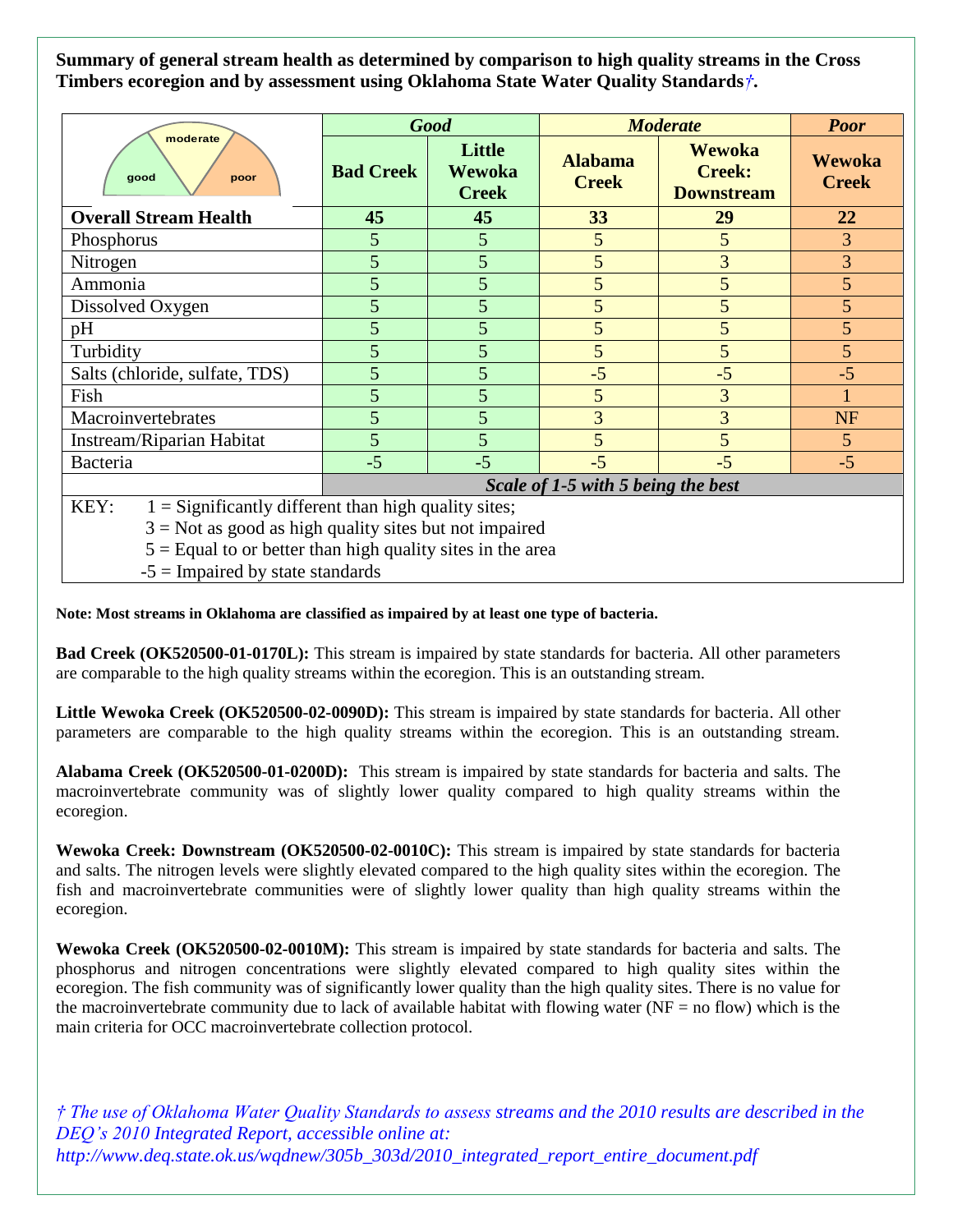**Summary of general stream health as determined by comparison to high quality streams in the Cross Timbers ecoregion and by assessment using Oklahoma State Water Quality Standards†.**

| | *Good* | | *Moderate* | | *Poor* |
|---|---|---|---|---|---|
| | **Bad Creek** | **Little Wewoka Creek** | **Alabama Creek** | **Wewoka Creek: Downstream** | **Wewoka Creek** |
| **Overall Stream Health** | **45** | **45** | **33** | **29** | **22** |
| Phosphorus | 5 | 5 | 5 | 5 | 3 |
| Nitrogen | 5 | 5 | 5 | 3 | 3 |
| Ammonia | 5 | 5 | 5 | 5 | 5 |
| Dissolved Oxygen | 5 | 5 | 5 | 5 | 5 |
| pH | 5 | 5 | 5 | 5 | 5 |
| Turbidity | 5 | 5 | 5 | 5 | 5 |
| Salts (chloride, sulfate, TDS) | 5 | 5 | -5 | -5 | -5 |
| Fish | 5 | 5 | 5 | 3 | 1 |
| Macroinvertebrates | 5 | 5 | 3 | 3 | NF |
| Instream/Riparian Habitat | 5 | 5 | 5 | 5 | 5 |
| Bacteria | -5 | -5 | -5 | -5 | -5 |
| | ***Scale of 1-5 with 5 being the best*** | | | | |

KEY:
- 1 = Significantly different than high quality sites;
- 3 = Not as good as high quality sites but not impaired
- 5 = Equal to or better than high quality sites in the area
- -5 = Impaired by state standards

**Note: Most streams in Oklahoma are classified as impaired by at least one type of bacteria.**

**Bad Creek (OK520500-01-0170L):** This stream is impaired by state standards for bacteria. All other parameters are comparable to the high quality streams within the ecoregion. This is an outstanding stream.

**Little Wewoka Creek (OK520500-02-0090D):** This stream is impaired by state standards for bacteria. All other parameters are comparable to the high quality streams within the ecoregion. This is an outstanding stream.

**Alabama Creek (OK520500-01-0200D):** This stream is impaired by state standards for bacteria and salts. The macroinvertebrate community was of slightly lower quality compared to high quality streams within the ecoregion.

**Wewoka Creek: Downstream (OK520500-02-0010C):** This stream is impaired by state standards for bacteria and salts. The nitrogen levels were slightly elevated compared to the high quality sites within the ecoregion. The fish and macroinvertebrate communities were of slightly lower quality than high quality streams within the ecoregion.

**Wewoka Creek (OK520500-02-0010M):** This stream is impaired by state standards for bacteria and salts. The phosphorus and nitrogen concentrations were slightly elevated compared to high quality sites within the ecoregion. The fish community was of significantly lower quality than the high quality sites. There is no value for the macroinvertebrate community due to lack of available habitat with flowing water (NF = no flow) which is the main criteria for OCC macroinvertebrate collection protocol.

*† The use of Oklahoma Water Quality Standards to assess streams and the 2010 results are described in the DEQ's 2010 Integrated Report, accessible online at: http://www.deq.state.ok.us/wqdnew/305b_303d/2010_integrated_report_entire_document.pdf*